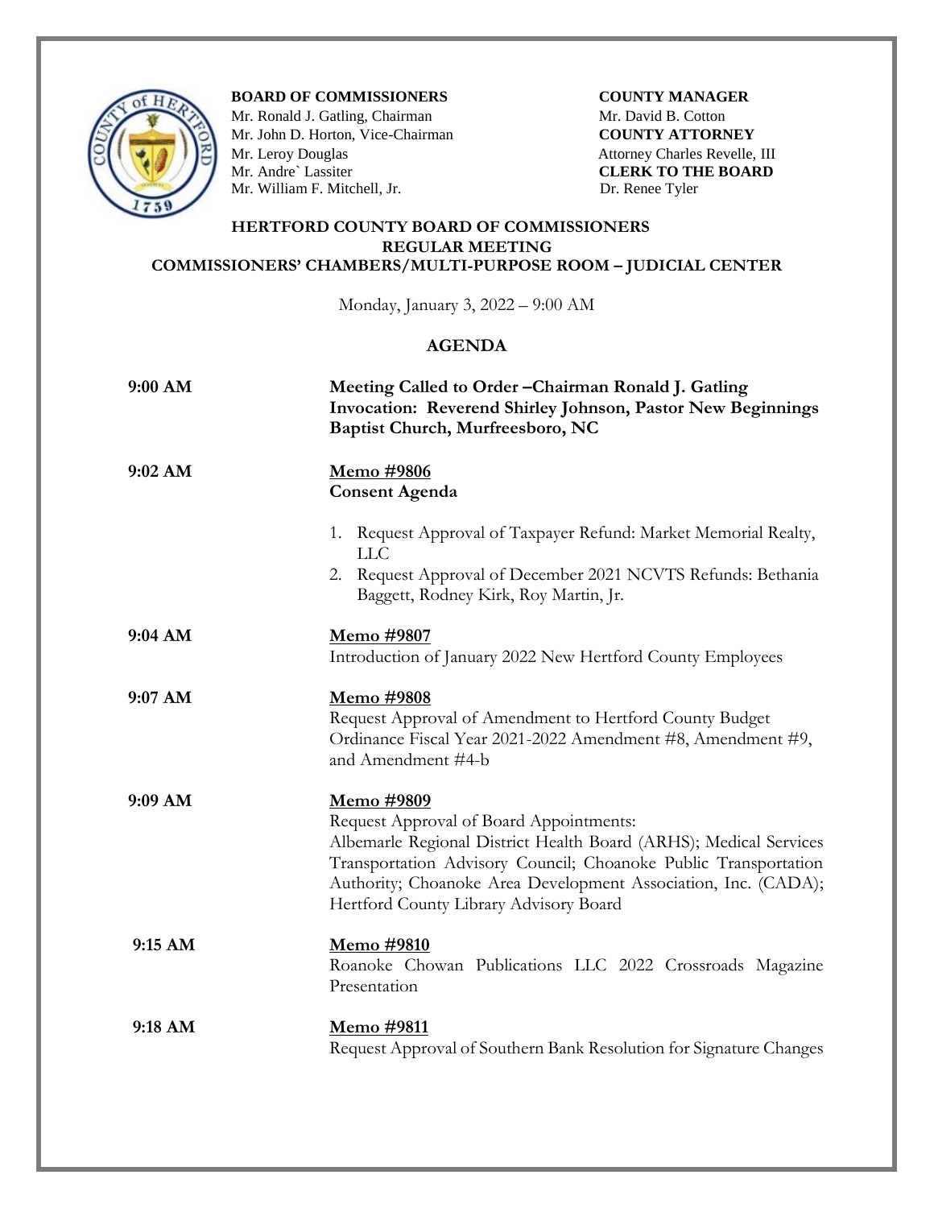**BOARD OF COMMISSIONERS**
Mr. Ronald J. Gatling, Chairman
Mr. John D. Horton, Vice-Chairman
Mr. Leroy Douglas
Mr. Andre` Lassiter
Mr. William F. Mitchell, Jr.

**COUNTY MANAGER**
Mr. David B. Cotton
**COUNTY ATTORNEY**
Attorney Charles Revelle, III
**CLERK TO THE BOARD**
Dr. Renee Tyler

## HERTFORD COUNTY BOARD OF COMMISSIONERS
## REGULAR MEETING
## COMMISSIONERS' CHAMBERS/MULTI-PURPOSE ROOM – JUDICIAL CENTER

Monday, January 3, 2022 – 9:00 AM

### AGENDA

**9:00 AM** — **Meeting Called to Order –Chairman Ronald J. Gatling**
**Invocation: Reverend Shirley Johnson, Pastor New Beginnings Baptist Church, Murfreesboro, NC**

**9:02 AM** — **Memo #9806**
**Consent Agenda**

1. Request Approval of Taxpayer Refund: Market Memorial Realty, LLC
2. Request Approval of December 2021 NCVTS Refunds: Bethania Baggett, Rodney Kirk, Roy Martin, Jr.

**9:04 AM** — **Memo #9807**
Introduction of January 2022 New Hertford County Employees

**9:07 AM** — **Memo #9808**
Request Approval of Amendment to Hertford County Budget Ordinance Fiscal Year 2021-2022 Amendment #8, Amendment #9, and Amendment #4-b

**9:09 AM** — **Memo #9809**
Request Approval of Board Appointments:
Albemarle Regional District Health Board (ARHS); Medical Services Transportation Advisory Council; Choanoke Public Transportation Authority; Choanoke Area Development Association, Inc. (CADA); Hertford County Library Advisory Board

**9:15 AM** — **Memo #9810**
Roanoke Chowan Publications LLC 2022 Crossroads Magazine Presentation

**9:18 AM** — **Memo #9811**
Request Approval of Southern Bank Resolution for Signature Changes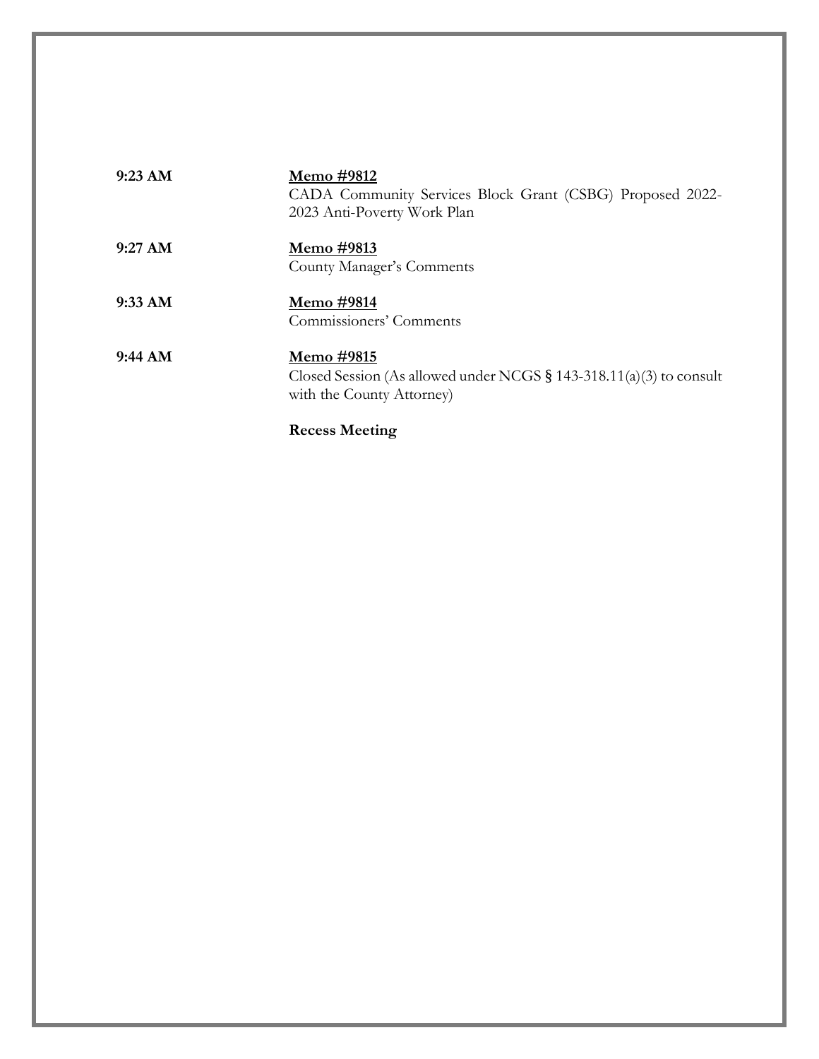| | |
|---|---|
| **9:23 AM** | **Memo #9812**<br>CADA Community Services Block Grant (CSBG) Proposed 2022-2023 Anti-Poverty Work Plan |
| **9:27 AM** | **Memo #9813**<br>County Manager's Comments |
| **9:33 AM** | **Memo #9814**<br>Commissioners' Comments |
| **9:44 AM** | **Memo #9815**<br>Closed Session (As allowed under NCGS § 143-318.11(a)(3) to consult with the County Attorney) |
| | **Recess Meeting** |